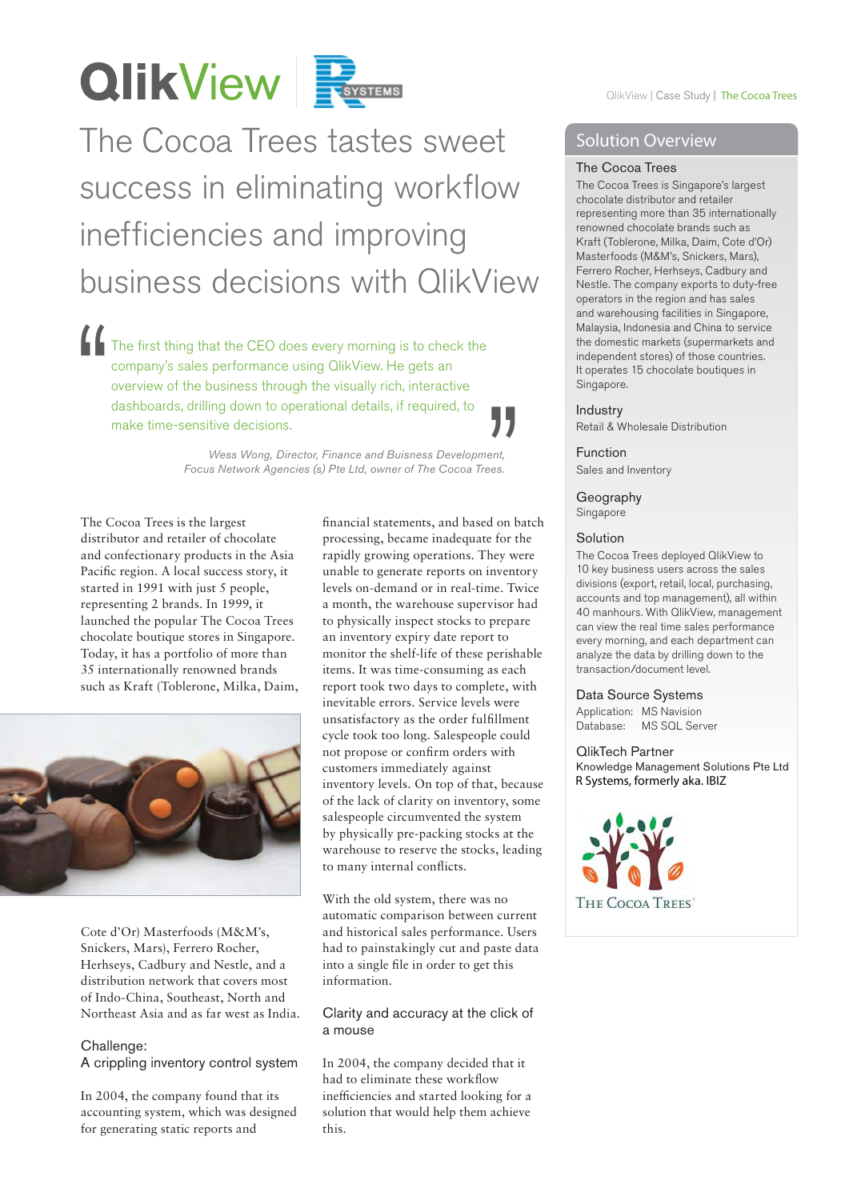# The Cocoa Trees tastes sweet success in eliminating workflow inefficiencies and improving business decisions with QlikView

> "The first thing that the CEO does every morning is to check the company's sales performance using QlikView. He gets an overview of the business through the visually rich, interactive dashboards, drilling down to operational details, if required, to make time-sensitive decisions."
>
> *Wess Wong, Director, Finance and Buisness Development, Focus Network Agencies (s) Pte Ltd, owner of The Cocoa Trees.*

The Cocoa Trees is the largest distributor and retailer of chocolate and confectionary products in the Asia Pacific region. A local success story, it started in 1991 with just 5 people, representing 2 brands. In 1999, it launched the popular The Cocoa Trees chocolate boutique stores in Singapore. Today, it has a portfolio of more than 35 internationally renowned brands such as Kraft (Toblerone, Milka, Daim, Cote d'Or) Masterfoods (M&M's, Snickers, Mars), Ferrero Rocher, Herhseys, Cadbury and Nestle, and a distribution network that covers most of Indo-China, Southeast, North and Northeast Asia and as far west as India.

## Challenge: A crippling inventory control system

In 2004, the company found that its accounting system, which was designed for generating static reports and financial statements, and based on batch processing, became inadequate for the rapidly growing operations. They were unable to generate reports on inventory levels on-demand or in real-time. Twice a month, the warehouse supervisor had to physically inspect stocks to prepare an inventory expiry date report to monitor the shelf-life of these perishable items. It was time-consuming as each report took two days to complete, with inevitable errors. Service levels were unsatisfactory as the order fulfillment cycle took too long. Salespeople could not propose or confirm orders with customers immediately against inventory levels. On top of that, because of the lack of clarity on inventory, some salespeople circumvented the system by physically pre-packing stocks at the warehouse to reserve the stocks, leading to many internal conflicts.

With the old system, there was no automatic comparison between current and historical sales performance. Users had to painstakingly cut and paste data into a single file in order to get this information.

## Clarity and accuracy at the click of a mouse

In 2004, the company decided that it had to eliminate these workflow inefficiencies and started looking for a solution that would help them achieve this.

## Solution Overview

### The Cocoa Trees

The Cocoa Trees is Singapore's largest chocolate distributor and retailer representing more than 35 internationally renowned chocolate brands such as Kraft (Toblerone, Milka, Daim, Cote d'Or) Masterfoods (M&M's, Snickers, Mars), Ferrero Rocher, Herhseys, Cadbury and Nestle. The company exports to duty-free operators in the region and has sales and warehousing facilities in Singapore, Malaysia, Indonesia and China to service the domestic markets (supermarkets and independent stores) of those countries. It operates 15 chocolate boutiques in Singapore.

### Industry

Retail & Wholesale Distribution

### Function

Sales and Inventory

### Geography

Singapore

### Solution

The Cocoa Trees deployed QlikView to 10 key business users across the sales divisions (export, retail, local, purchasing, accounts and top management), all within 40 manhours. With QlikView, management can view the real time sales performance every morning, and each department can analyze the data by drilling down to the transaction/document level.

### Data Source Systems

Application: MS Navision
Database: MS SQL Server

### QlikTech Partner

Knowledge Management Solutions Pte Ltd
R Systems, formerly aka. IBIZ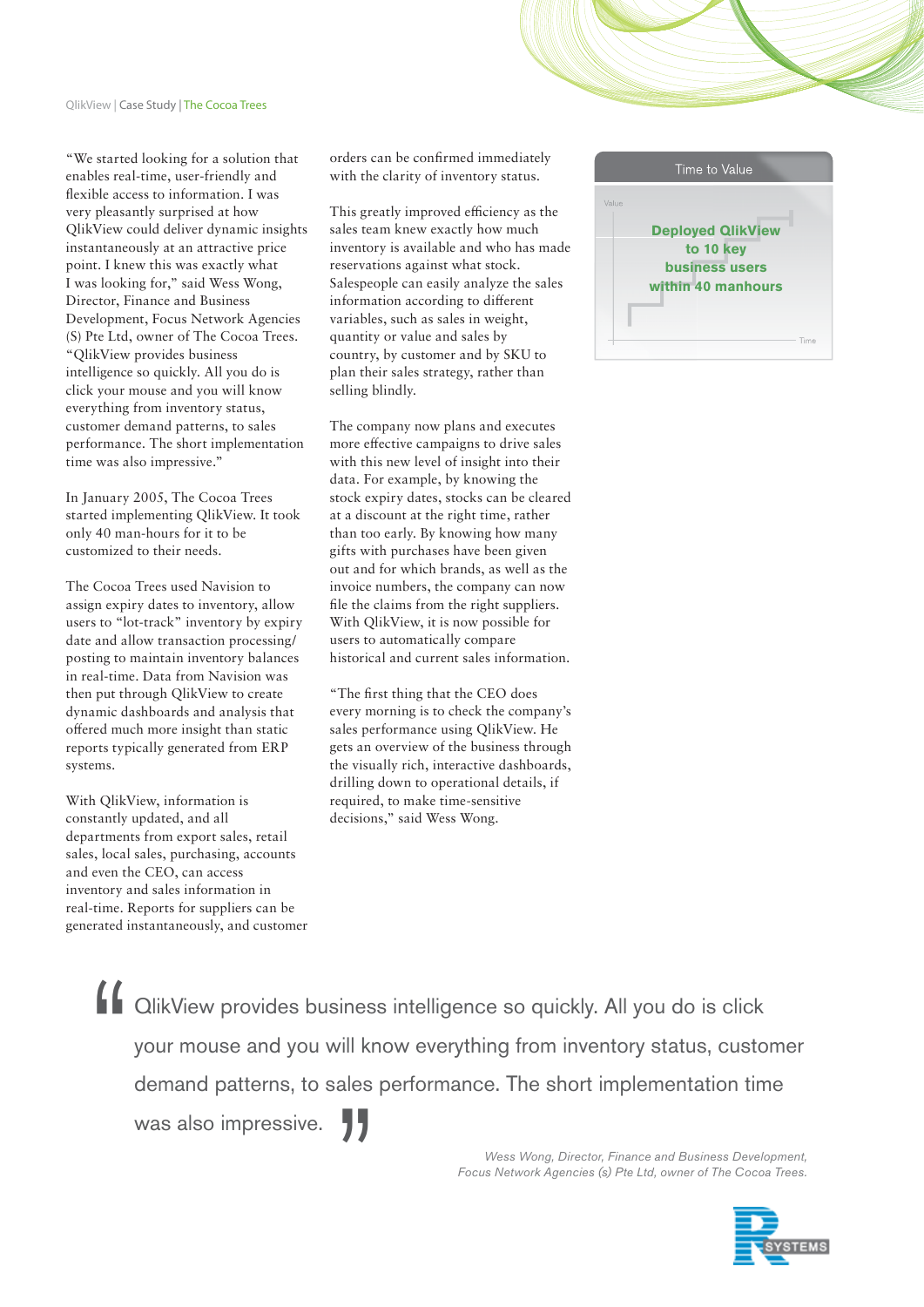"We started looking for a solution that enables real-time, user-friendly and flexible access to information. I was very pleasantly surprised at how QlikView could deliver dynamic insights instantaneously at an attractive price point. I knew this was exactly what I was looking for," said Wess Wong, Director, Finance and Business Development, Focus Network Agencies (S) Pte Ltd, owner of The Cocoa Trees. "QlikView provides business intelligence so quickly. All you do is click your mouse and you will know everything from inventory status, customer demand patterns, to sales performance. The short implementation time was also impressive."

In January 2005, The Cocoa Trees started implementing QlikView. It took only 40 man-hours for it to be customized to their needs.

The Cocoa Trees used Navision to assign expiry dates to inventory, allow users to "lot-track" inventory by expiry date and allow transaction processing/posting to maintain inventory balances in real-time. Data from Navision was then put through QlikView to create dynamic dashboards and analysis that offered much more insight than static reports typically generated from ERP systems.

With QlikView, information is constantly updated, and all departments from export sales, retail sales, local sales, purchasing, accounts and even the CEO, can access inventory and sales information in real-time. Reports for suppliers can be generated instantaneously, and customer orders can be confirmed immediately with the clarity of inventory status.

This greatly improved efficiency as the sales team knew exactly how much inventory is available and who has made reservations against what stock. Salespeople can easily analyze the sales information according to different variables, such as sales in weight, quantity or value and sales by country, by customer and by SKU to plan their sales strategy, rather than selling blindly.

The company now plans and executes more effective campaigns to drive sales with this new level of insight into their data. For example, by knowing the stock expiry dates, stocks can be cleared at a discount at the right time, rather than too early. By knowing how many gifts with purchases have been given out and for which brands, as well as the invoice numbers, the company can now file the claims from the right suppliers. With QlikView, it is now possible for users to automatically compare historical and current sales information.

"The first thing that the CEO does every morning is to check the company's sales performance using QlikView. He gets an overview of the business through the visually rich, interactive dashboards, drilling down to operational details, if required, to make time-sensitive decisions," said Wess Wong.

**Time to Value**

Value

**Deployed QlikView to 10 key business users within 40 manhours**

Time

> QlikView provides business intelligence so quickly. All you do is click your mouse and you will know everything from inventory status, customer demand patterns, to sales performance. The short implementation time was also impressive.

*Wess Wong, Director, Finance and Business Development, Focus Network Agencies (s) Pte Ltd, owner of The Cocoa Trees.*

R SYSTEMS